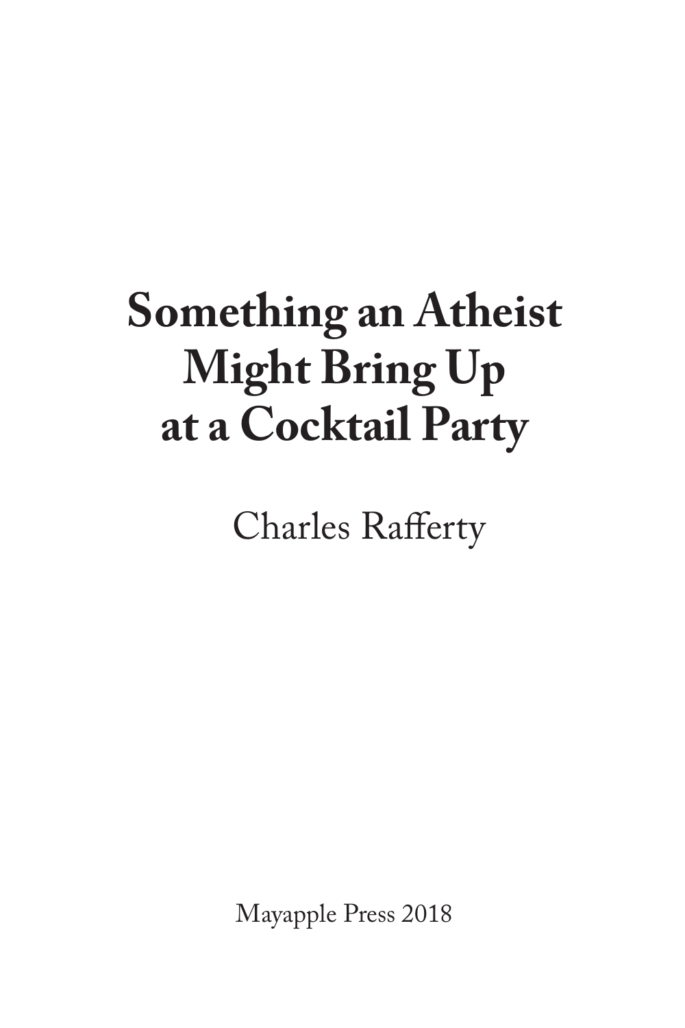# Something an Atheist Might Bring Up at a Cocktail Party

Charles Rafferty

Mayapple Press 2018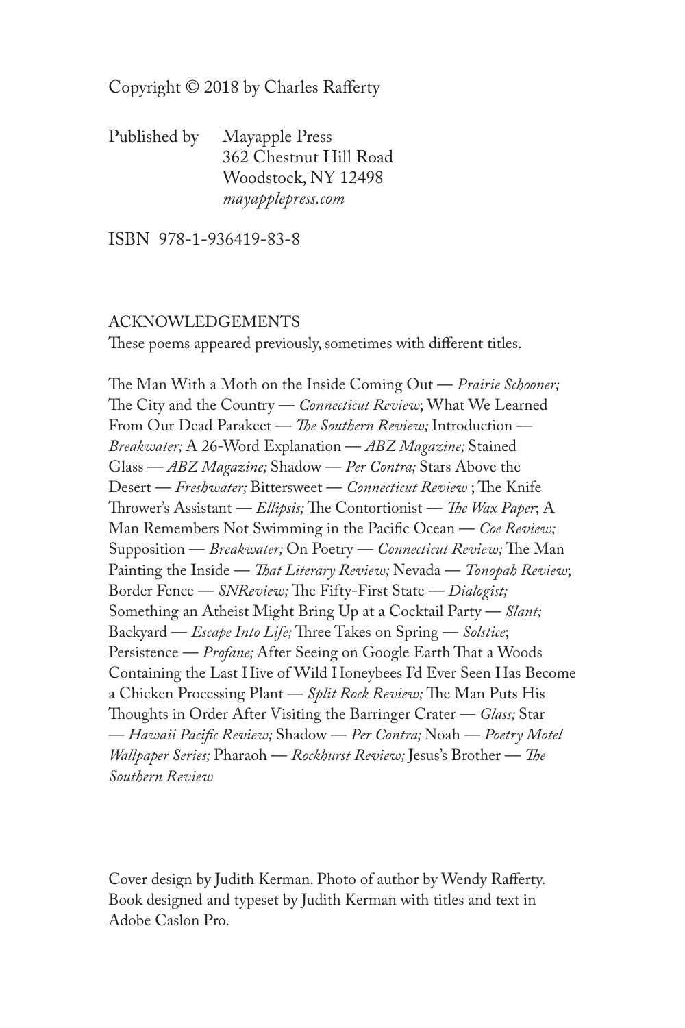Copyright © 2018 by Charles Rafferty

Published by Mayapple Press  
362 Chestnut Hill Road  
Woodstock, NY 12498  
*mayapplepress.com*

ISBN 978-1-936419-83-8

ACKNOWLEDGEMENTS

These poems appeared previously, sometimes with different titles.

The Man With a Moth on the Inside Coming Out — *Prairie Schooner;* The City and the Country — *Connecticut Review*; What We Learned From Our Dead Parakeet — *The Southern Review;* Introduction — *Breakwater;* A 26-Word Explanation — *ABZ Magazine;* Stained Glass — *ABZ Magazine;* Shadow — *Per Contra;* Stars Above the Desert — *Freshwater;* Bittersweet — *Connecticut Review* ; The Knife Thrower's Assistant — *Ellipsis;* The Contortionist — *The Wax Paper*; A Man Remembers Not Swimming in the Pacific Ocean — *Coe Review;* Supposition — *Breakwater;* On Poetry — *Connecticut Review;* The Man Painting the Inside — *That Literary Review;* Nevada — *Tonopah Review*; Border Fence — *SNReview;* The Fifty-First State — *Dialogist;* Something an Atheist Might Bring Up at a Cocktail Party — *Slant;* Backyard — *Escape Into Life;* Three Takes on Spring — *Solstice*; Persistence — *Profane;* After Seeing on Google Earth That a Woods Containing the Last Hive of Wild Honeybees I'd Ever Seen Has Become a Chicken Processing Plant — *Split Rock Review;* The Man Puts His Thoughts in Order After Visiting the Barringer Crater — *Glass;* Star — *Hawaii Pacific Review;* Shadow — *Per Contra;* Noah — *Poetry Motel Wallpaper Series;* Pharaoh — *Rockhurst Review;* Jesus's Brother — *The Southern Review*

Cover design by Judith Kerman. Photo of author by Wendy Rafferty. Book designed and typeset by Judith Kerman with titles and text in Adobe Caslon Pro.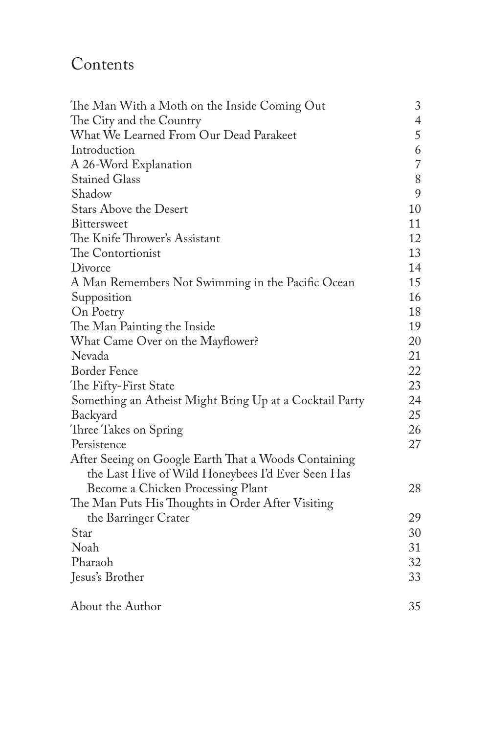# Contents

| | |
|---|---|
| The Man With a Moth on the Inside Coming Out | 3 |
| The City and the Country | 4 |
| What We Learned From Our Dead Parakeet | 5 |
| Introduction | 6 |
| A 26-Word Explanation | 7 |
| Stained Glass | 8 |
| Shadow | 9 |
| Stars Above the Desert | 10 |
| Bittersweet | 11 |
| The Knife Thrower's Assistant | 12 |
| The Contortionist | 13 |
| Divorce | 14 |
| A Man Remembers Not Swimming in the Pacific Ocean | 15 |
| Supposition | 16 |
| On Poetry | 18 |
| The Man Painting the Inside | 19 |
| What Came Over on the Mayflower? | 20 |
| Nevada | 21 |
| Border Fence | 22 |
| The Fifty-First State | 23 |
| Something an Atheist Might Bring Up at a Cocktail Party | 24 |
| Backyard | 25 |
| Three Takes on Spring | 26 |
| Persistence | 27 |
| After Seeing on Google Earth That a Woods Containing the Last Hive of Wild Honeybees I'd Ever Seen Has Become a Chicken Processing Plant | 28 |
| The Man Puts His Thoughts in Order After Visiting the Barringer Crater | 29 |
| Star | 30 |
| Noah | 31 |
| Pharaoh | 32 |
| Jesus's Brother | 33 |
| About the Author | 35 |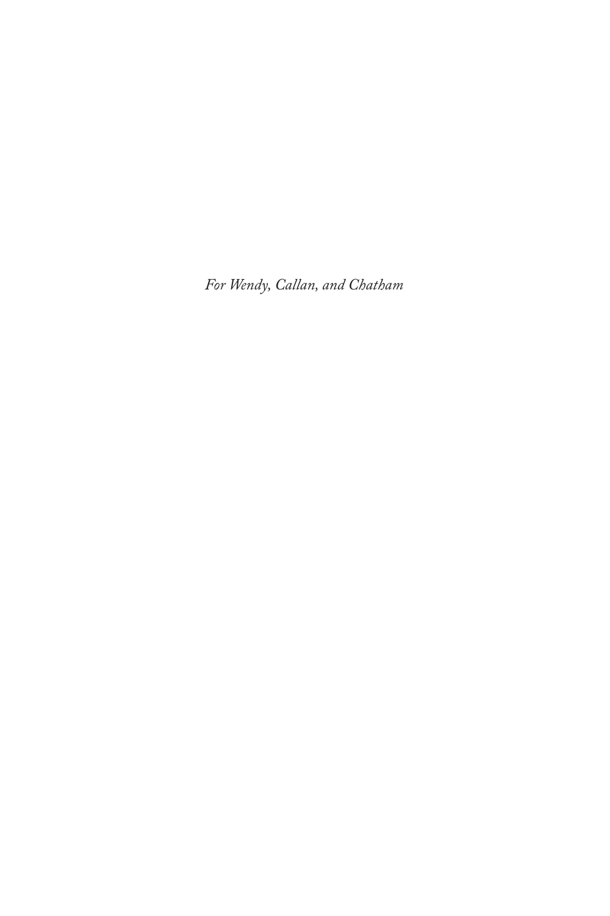*For Wendy, Callan, and Chatham*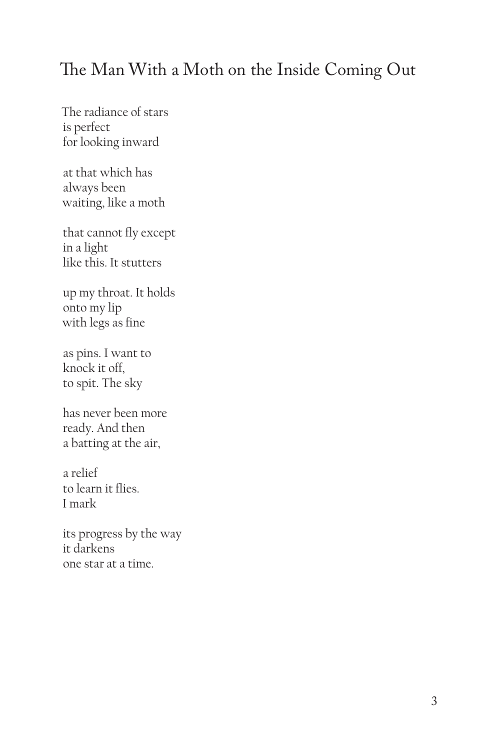## The Man With a Moth on the Inside Coming Out

The radiance of stars  
is perfect  
for looking inward

at that which has  
always been  
waiting, like a moth

that cannot fly except  
in a light  
like this. It stutters

up my throat. It holds  
onto my lip  
with legs as fine

as pins. I want to  
knock it off,  
to spit. The sky

has never been more  
ready. And then  
a batting at the air,

a relief  
to learn it flies.  
I mark

its progress by the way  
it darkens  
one star at a time.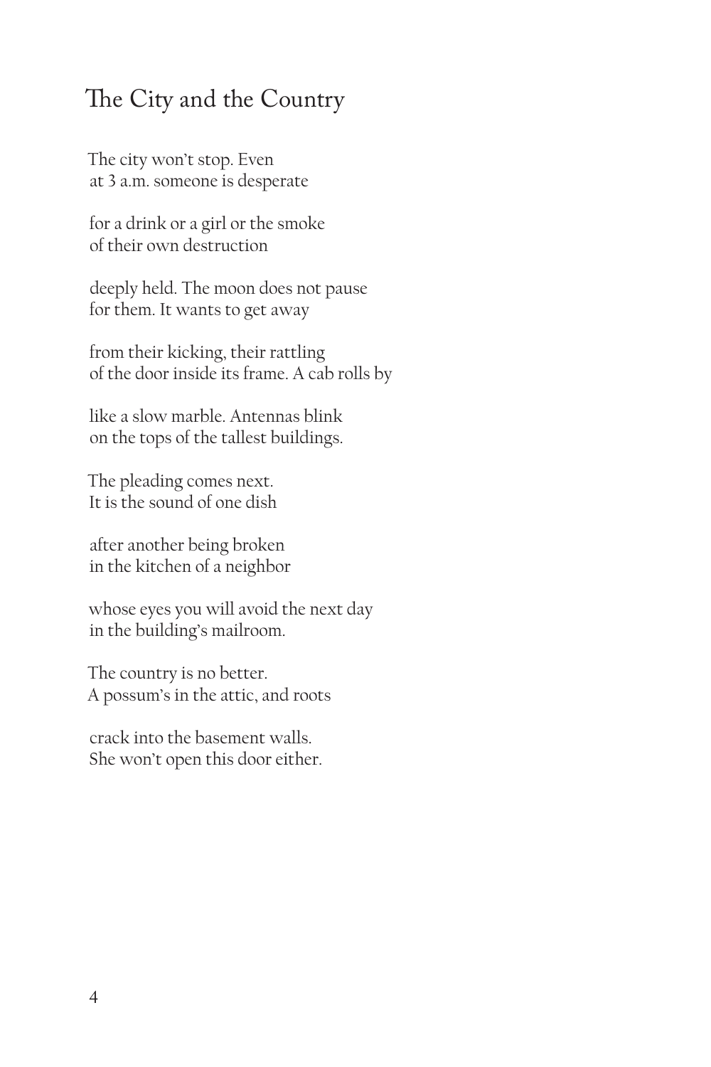## The City and the Country

The city won't stop. Even  
at 3 a.m. someone is desperate

for a drink or a girl or the smoke  
of their own destruction

deeply held. The moon does not pause  
for them. It wants to get away

from their kicking, their rattling  
of the door inside its frame. A cab rolls by

like a slow marble. Antennas blink  
on the tops of the tallest buildings.

The pleading comes next.  
It is the sound of one dish

after another being broken  
in the kitchen of a neighbor

whose eyes you will avoid the next day  
in the building's mailroom.

The country is no better.  
A possum's in the attic, and roots

crack into the basement walls.  
She won't open this door either.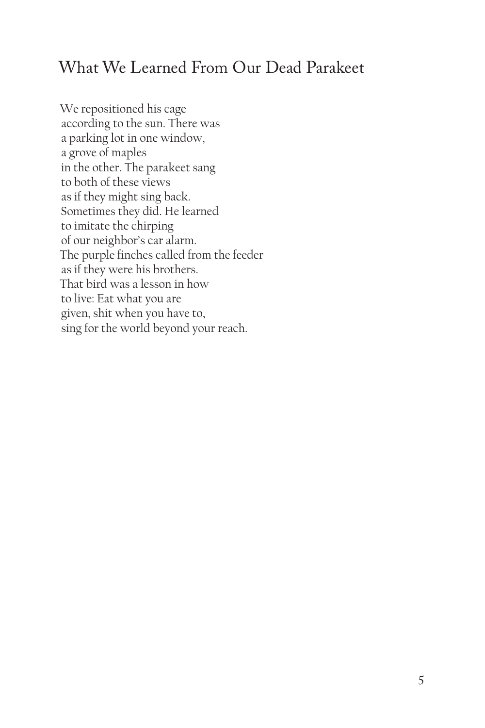## What We Learned From Our Dead Parakeet

We repositioned his cage  
according to the sun. There was  
a parking lot in one window,  
a grove of maples  
in the other. The parakeet sang  
to both of these views  
as if they might sing back.  
Sometimes they did. He learned  
to imitate the chirping  
of our neighbor's car alarm.  
The purple finches called from the feeder  
as if they were his brothers.  
That bird was a lesson in how  
to live: Eat what you are  
given, shit when you have to,  
sing for the world beyond your reach.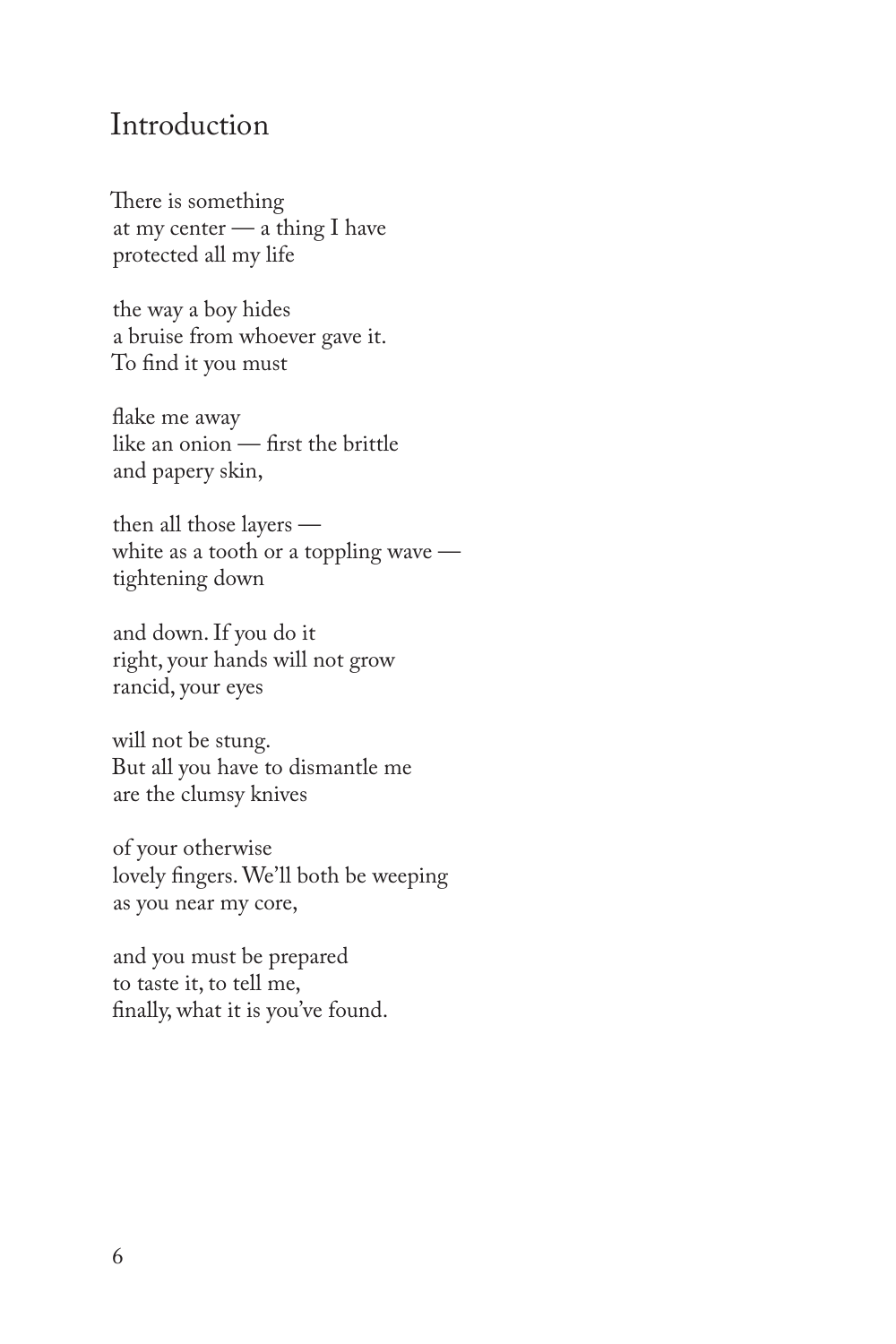## Introduction

There is something
at my center — a thing I have
protected all my life

the way a boy hides
a bruise from whoever gave it.
To find it you must

flake me away
like an onion — first the brittle
and papery skin,

then all those layers —
white as a tooth or a toppling wave —
tightening down

and down. If you do it
right, your hands will not grow
rancid, your eyes

will not be stung.
But all you have to dismantle me
are the clumsy knives

of your otherwise
lovely fingers. We'll both be weeping
as you near my core,

and you must be prepared
to taste it, to tell me,
finally, what it is you've found.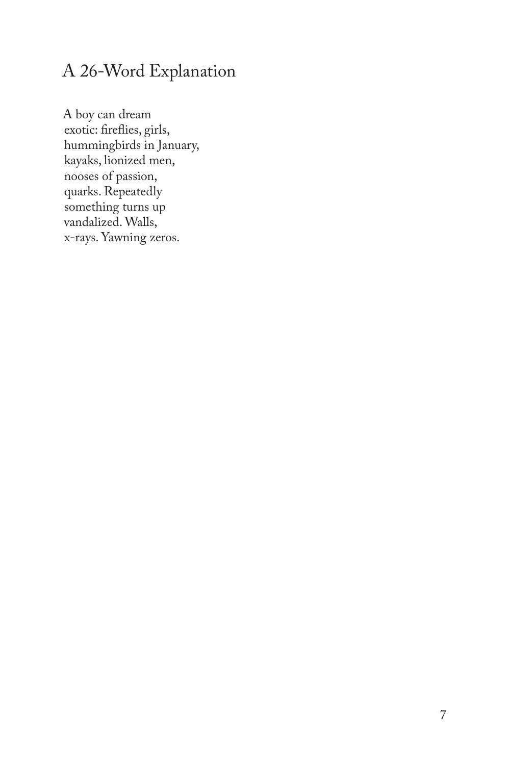# A 26-Word Explanation

A boy can dream  
exotic: fireflies, girls,  
hummingbirds in January,  
kayaks, lionized men,  
nooses of passion,  
quarks. Repeatedly  
something turns up  
vandalized. Walls,  
x-rays. Yawning zeros.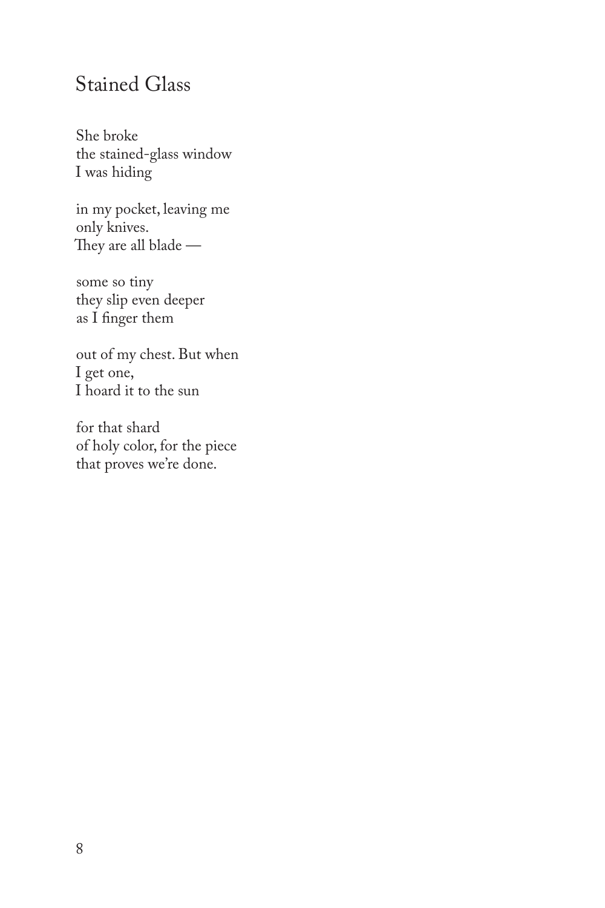## Stained Glass

She broke  
the stained-glass window  
I was hiding

in my pocket, leaving me  
only knives.  
They are all blade —

some so tiny  
they slip even deeper  
as I finger them

out of my chest. But when  
I get one,  
I hoard it to the sun

for that shard  
of holy color, for the piece  
that proves we're done.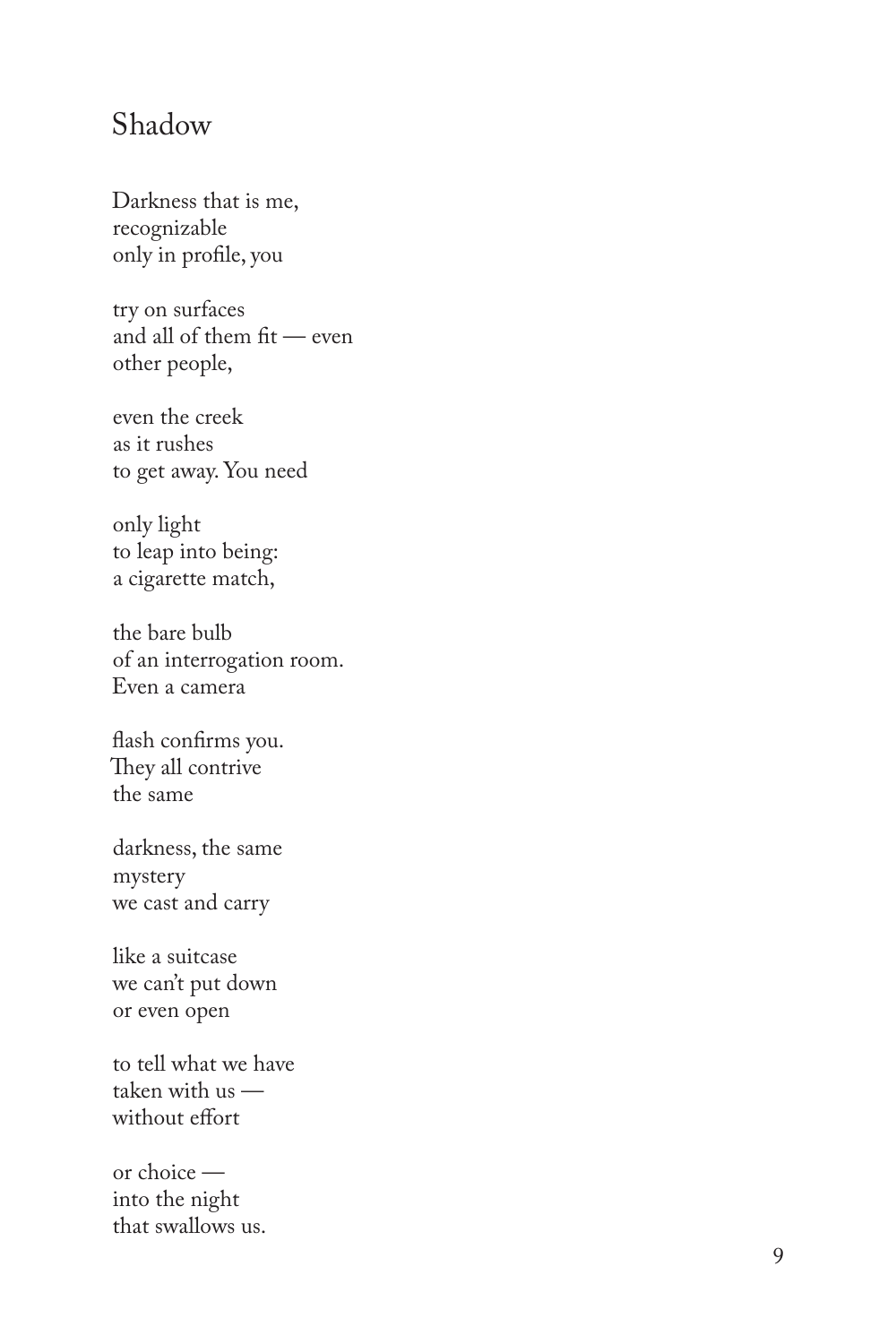## Shadow

Darkness that is me,  
recognizable  
only in profile, you

try on surfaces  
and all of them fit — even  
other people,

even the creek  
as it rushes  
to get away. You need

only light  
to leap into being:  
a cigarette match,

the bare bulb  
of an interrogation room.  
Even a camera

flash confirms you.  
They all contrive  
the same

darkness, the same  
mystery  
we cast and carry

like a suitcase  
we can't put down  
or even open

to tell what we have  
taken with us —  
without effort

or choice —  
into the night  
that swallows us.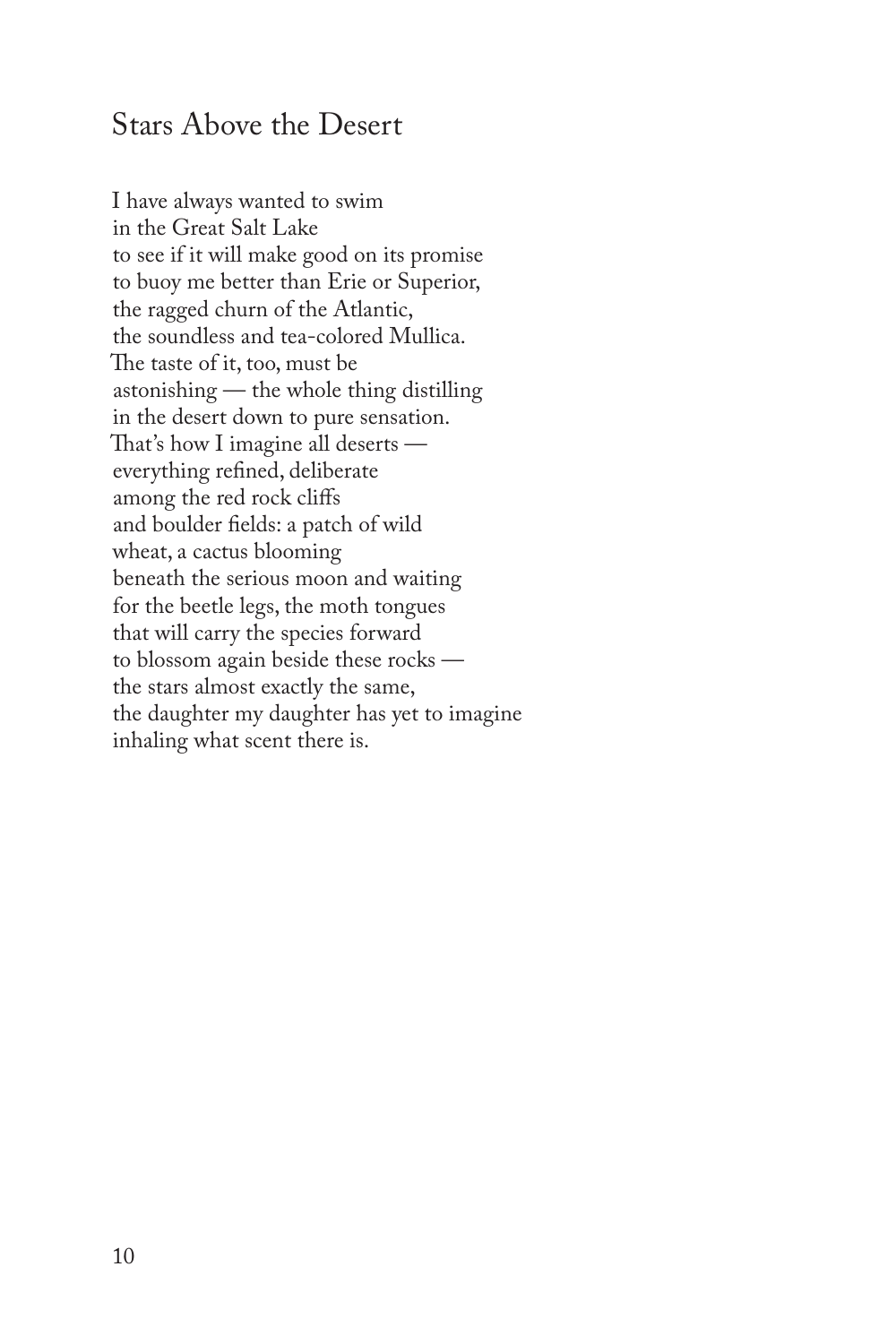## Stars Above the Desert

I have always wanted to swim  
in the Great Salt Lake  
to see if it will make good on its promise  
to buoy me better than Erie or Superior,  
the ragged churn of the Atlantic,  
the soundless and tea-colored Mullica.  
The taste of it, too, must be  
astonishing — the whole thing distilling  
in the desert down to pure sensation.  
That's how I imagine all deserts —  
everything refined, deliberate  
among the red rock cliffs  
and boulder fields: a patch of wild  
wheat, a cactus blooming  
beneath the serious moon and waiting  
for the beetle legs, the moth tongues  
that will carry the species forward  
to blossom again beside these rocks —  
the stars almost exactly the same,  
the daughter my daughter has yet to imagine  
inhaling what scent there is.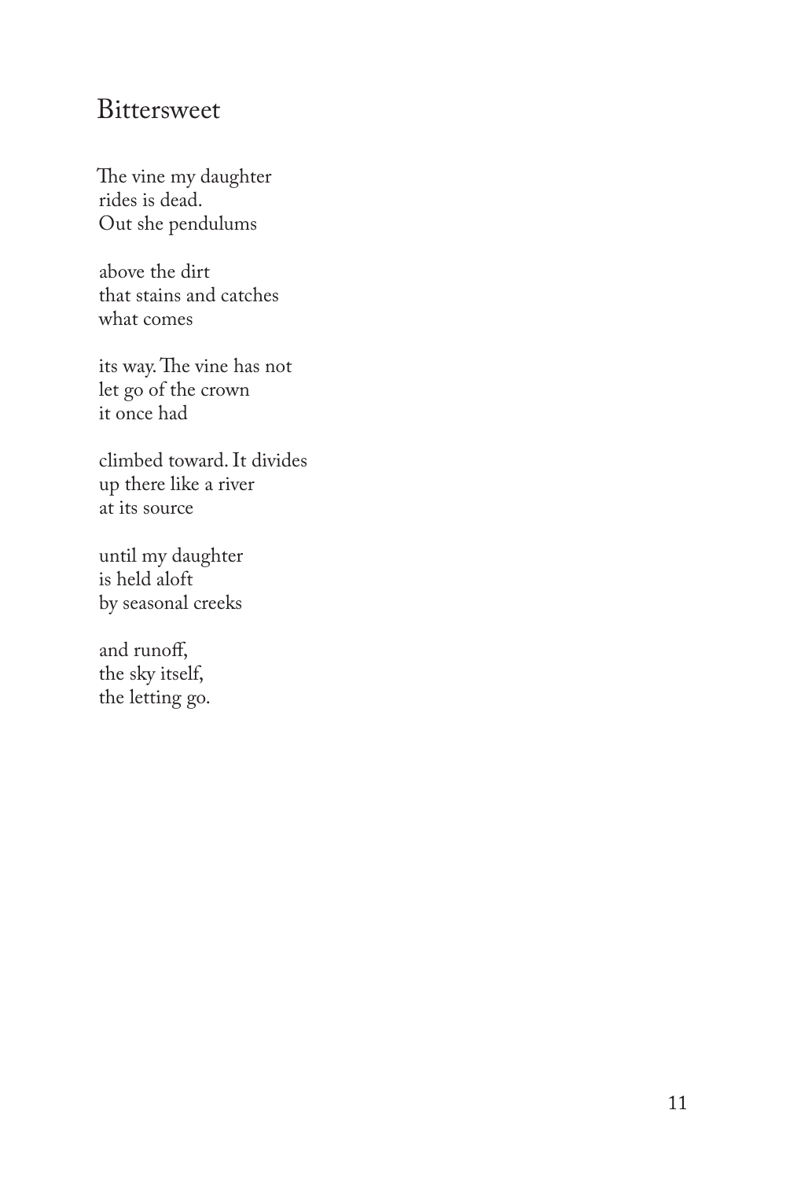## Bittersweet

The vine my daughter  
rides is dead.  
Out she pendulums

above the dirt  
that stains and catches  
what comes

its way. The vine has not  
let go of the crown  
it once had

climbed toward. It divides  
up there like a river  
at its source

until my daughter  
is held aloft  
by seasonal creeks

and runoff,  
the sky itself,  
the letting go.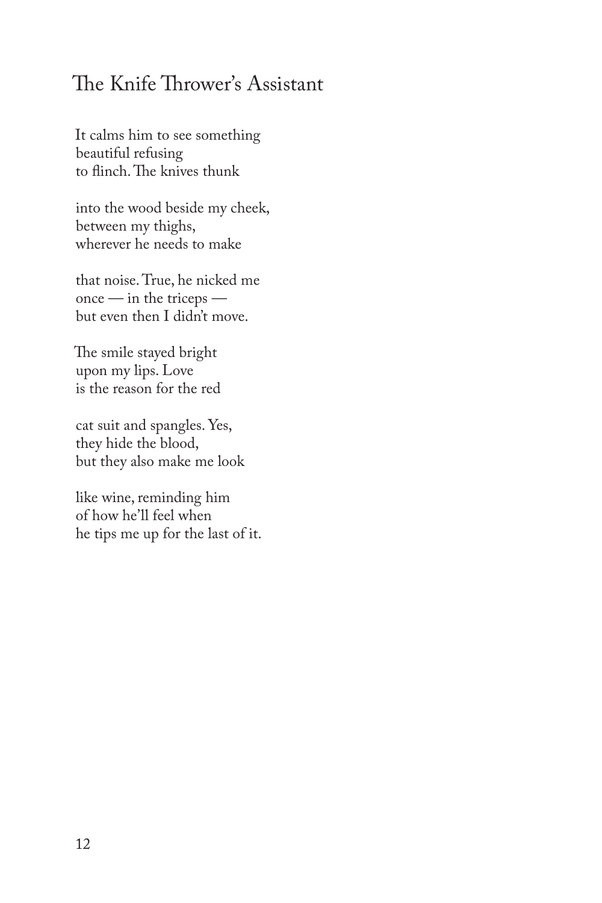# The Knife Thrower's Assistant

It calms him to see something  
beautiful refusing  
to flinch. The knives thunk

into the wood beside my cheek,  
between my thighs,  
wherever he needs to make

that noise. True, he nicked me  
once — in the triceps —  
but even then I didn't move.

The smile stayed bright  
upon my lips. Love  
is the reason for the red

cat suit and spangles. Yes,  
they hide the blood,  
but they also make me look

like wine, reminding him  
of how he'll feel when  
he tips me up for the last of it.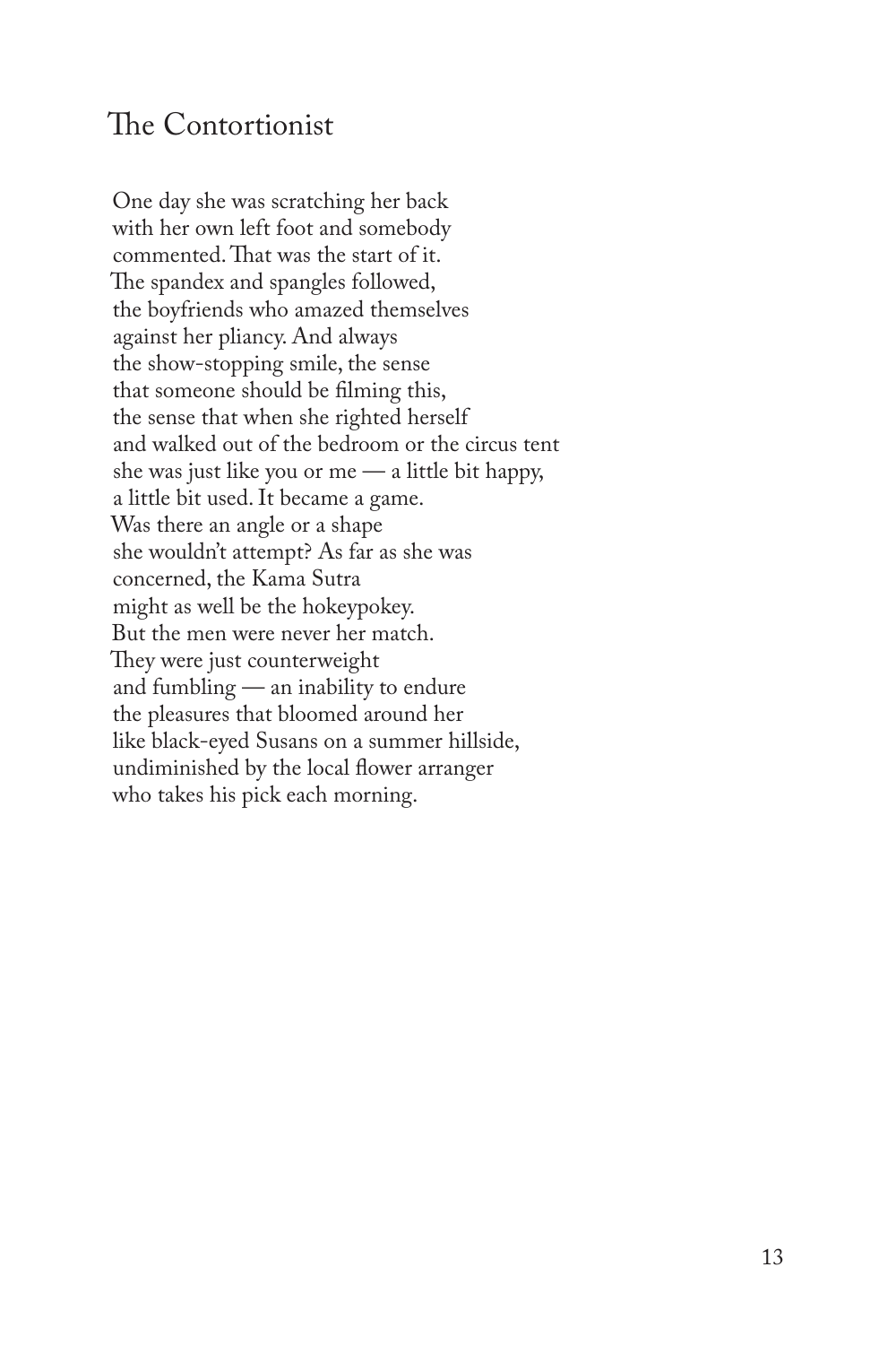# The Contortionist

One day she was scratching her back  
with her own left foot and somebody  
commented. That was the start of it.  
The spandex and spangles followed,  
the boyfriends who amazed themselves  
against her pliancy. And always  
the show-stopping smile, the sense  
that someone should be filming this,  
the sense that when she righted herself  
and walked out of the bedroom or the circus tent  
she was just like you or me — a little bit happy,  
a little bit used. It became a game.  
Was there an angle or a shape  
she wouldn't attempt? As far as she was  
concerned, the Kama Sutra  
might as well be the hokeypokey.  
But the men were never her match.  
They were just counterweight  
and fumbling — an inability to endure  
the pleasures that bloomed around her  
like black-eyed Susans on a summer hillside,  
undiminished by the local flower arranger  
who takes his pick each morning.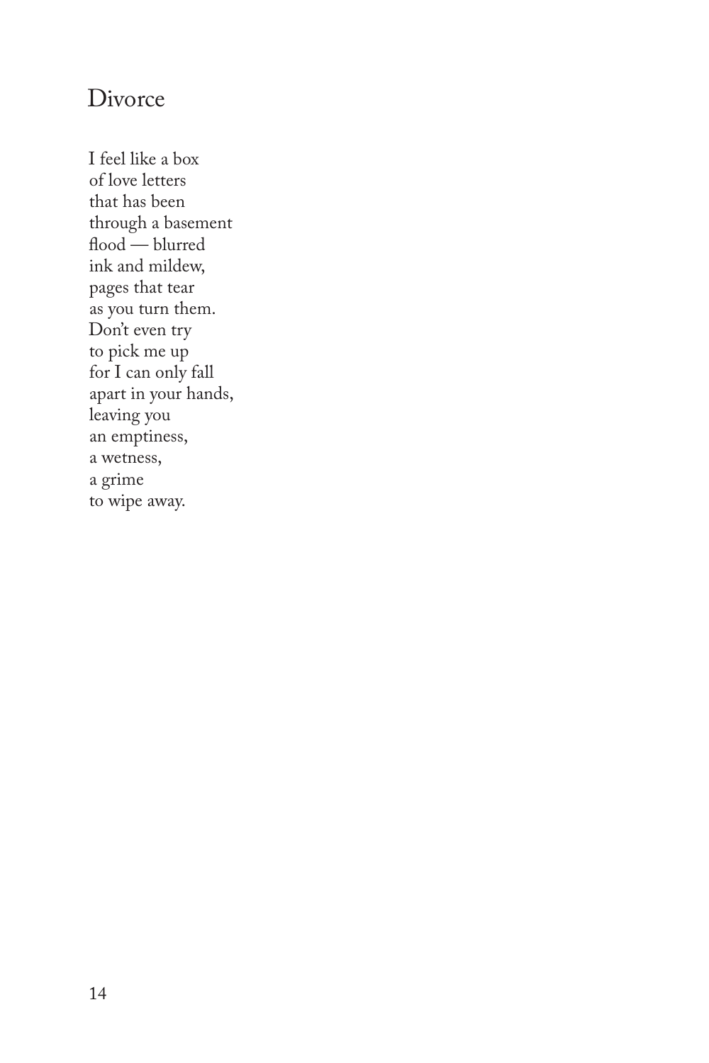# Divorce

I feel like a box  
of love letters  
that has been  
through a basement  
flood — blurred  
ink and mildew,  
pages that tear  
as you turn them.  
Don't even try  
to pick me up  
for I can only fall  
apart in your hands,  
leaving you  
an emptiness,  
a wetness,  
a grime  
to wipe away.